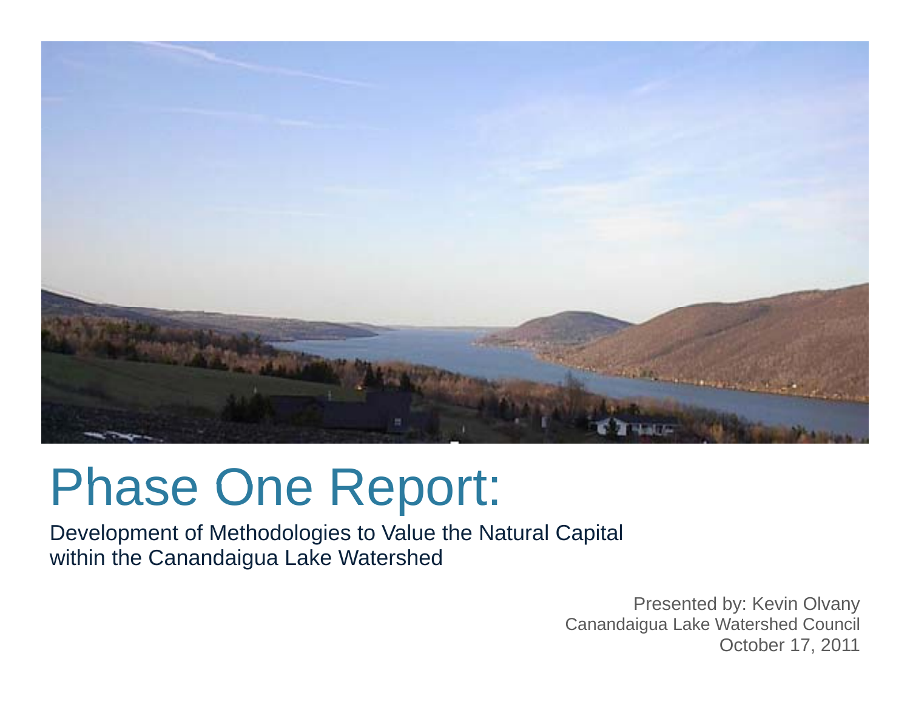# Phase One Report:

Development of Methodologies to Value the Natural Capital within the Canandaigua Lake Watershed

Presented by: Kevin Olvany
Canandaigua Lake Watershed Council
October 17, 2011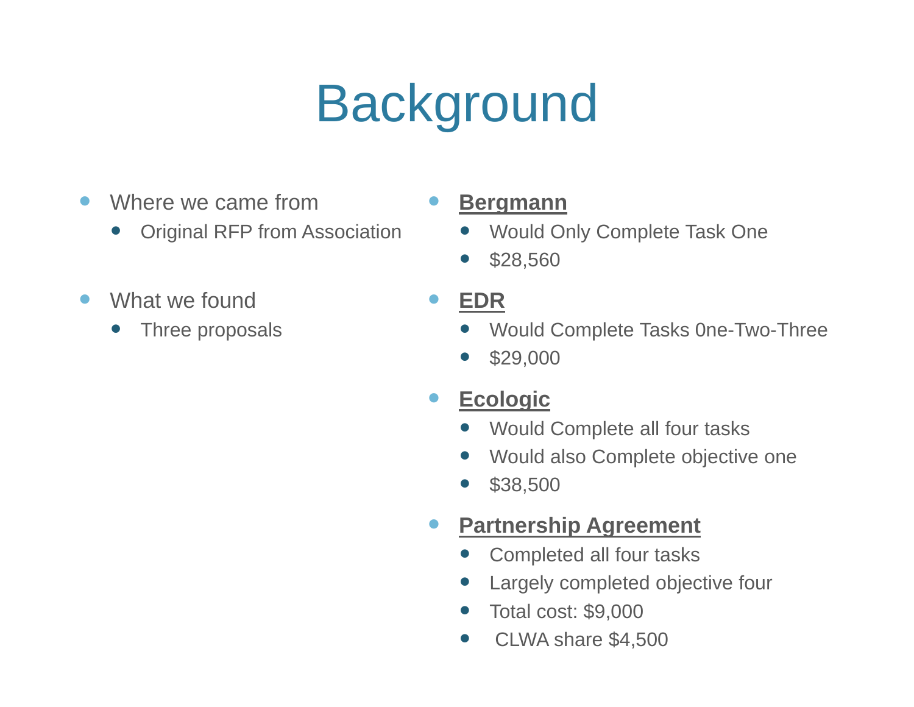# Background

- Where we came from
  - Original RFP from Association
- What we found
  - Three proposals

- **Bergmann**
  - Would Only Complete Task One
  - $28,560
- **EDR**
  - Would Complete Tasks 0ne-Two-Three
  - $29,000
- **Ecologic**
  - Would Complete all four tasks
  - Would also Complete objective one
  - $38,500
- **Partnership Agreement**
  - Completed all four tasks
  - Largely completed objective four
  - Total cost: $9,000
  - CLWA share $4,500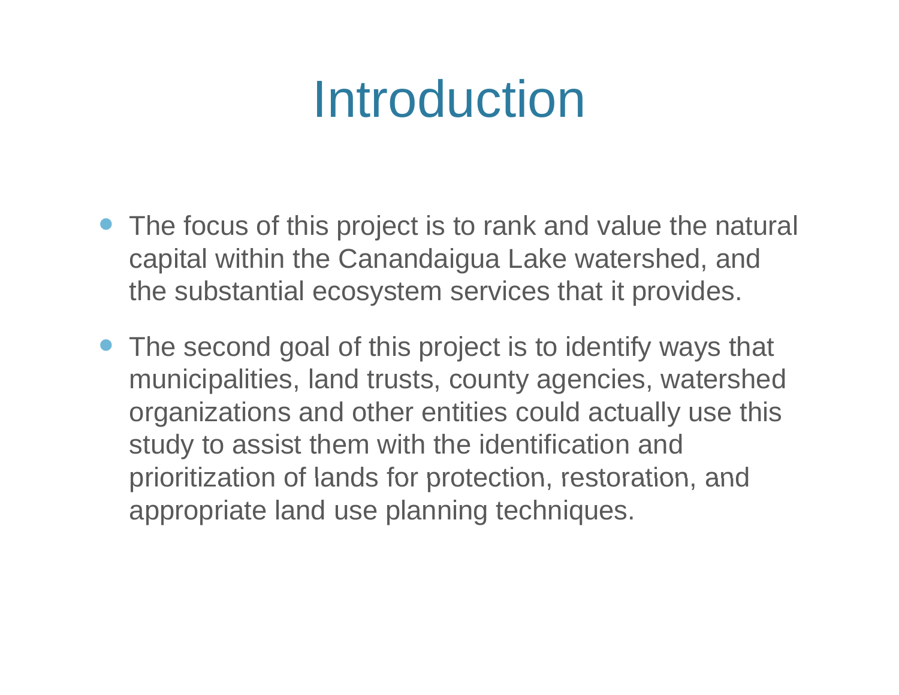# Introduction

- The focus of this project is to rank and value the natural capital within the Canandaigua Lake watershed, and the substantial ecosystem services that it provides.
- The second goal of this project is to identify ways that municipalities, land trusts, county agencies, watershed organizations and other entities could actually use this study to assist them with the identification and prioritization of lands for protection, restoration, and appropriate land use planning techniques.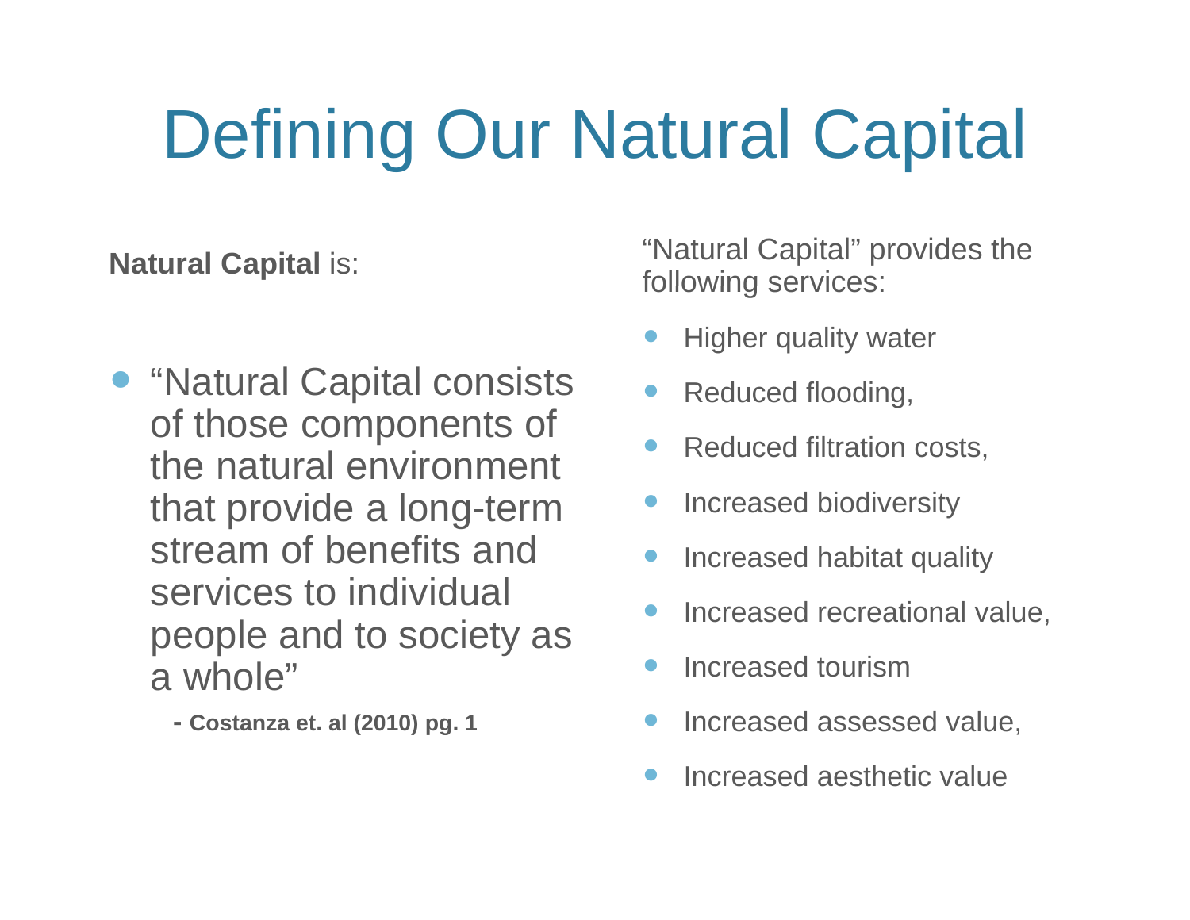# Defining Our Natural Capital

**Natural Capital** is:

- "Natural Capital consists of those components of the natural environment that provide a long-term stream of benefits and services to individual people and to society as a whole"

  **- Costanza et. al (2010) pg. 1**

"Natural Capital" provides the following services:

- Higher quality water
- Reduced flooding,
- Reduced filtration costs,
- Increased biodiversity
- Increased habitat quality
- Increased recreational value,
- Increased tourism
- Increased assessed value,
- Increased aesthetic value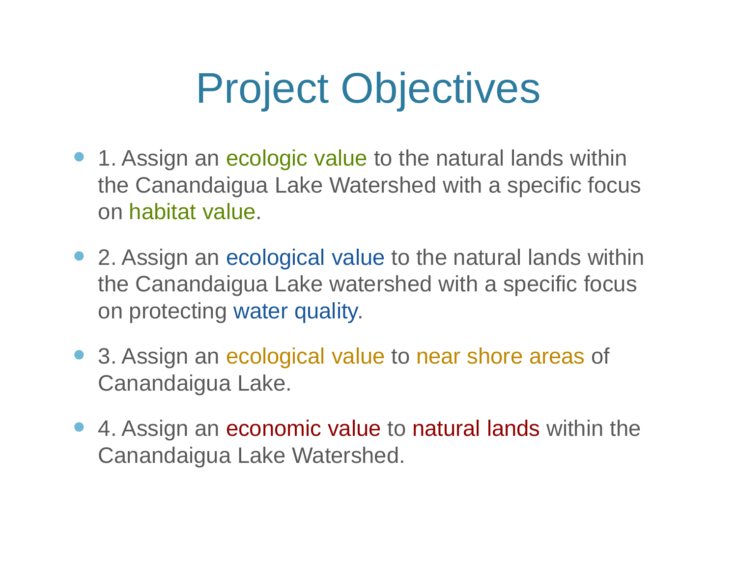# Project Objectives

- 1. Assign an ecologic value to the natural lands within the Canandaigua Lake Watershed with a specific focus on habitat value.
- 2. Assign an ecological value to the natural lands within the Canandaigua Lake watershed with a specific focus on protecting water quality.
- 3. Assign an ecological value to near shore areas of Canandaigua Lake.
- 4. Assign an economic value to natural lands within the Canandaigua Lake Watershed.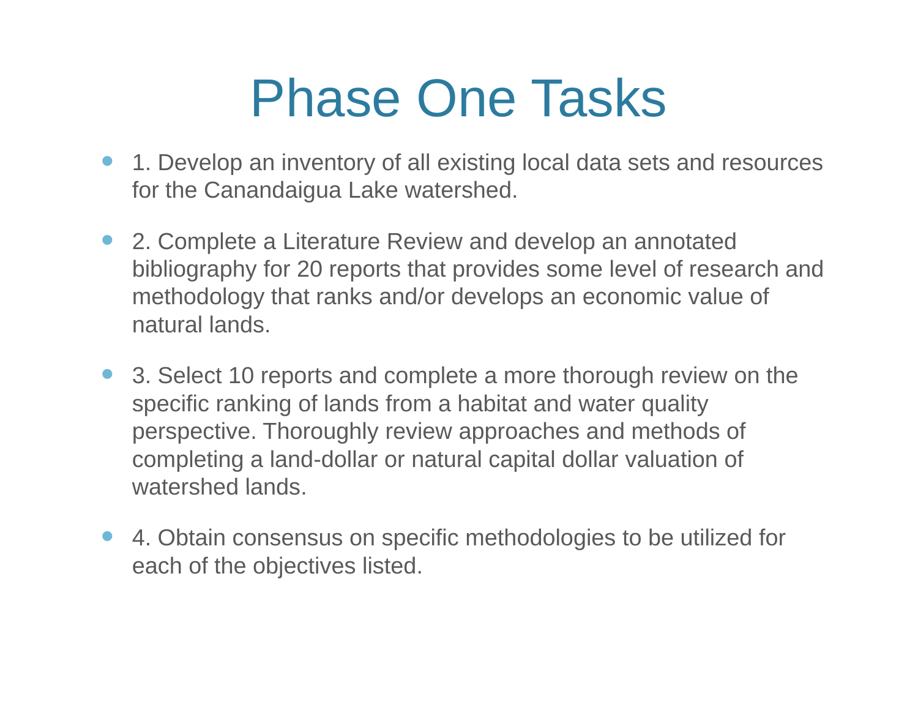# Phase One Tasks

- 1. Develop an inventory of all existing local data sets and resources for the Canandaigua Lake watershed.
- 2. Complete a Literature Review and develop an annotated bibliography for 20 reports that provides some level of research and methodology that ranks and/or develops an economic value of natural lands.
- 3. Select 10 reports and complete a more thorough review on the specific ranking of lands from a habitat and water quality perspective. Thoroughly review approaches and methods of completing a land-dollar or natural capital dollar valuation of watershed lands.
- 4. Obtain consensus on specific methodologies to be utilized for each of the objectives listed.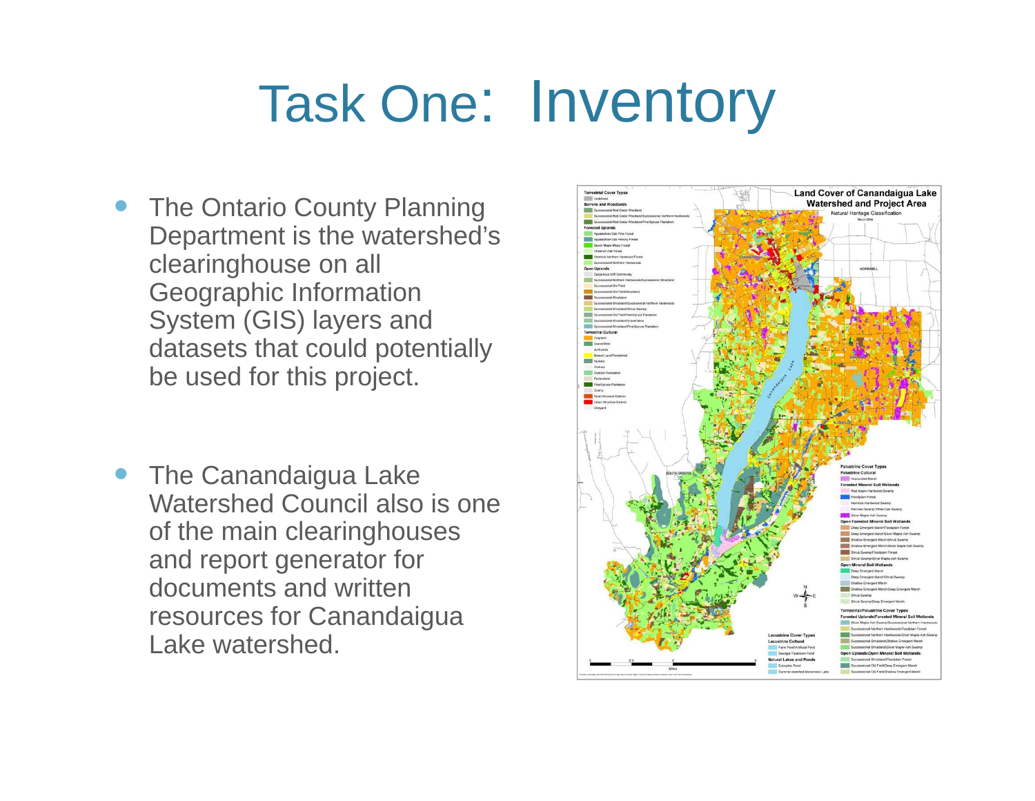# Task One: Inventory

- The Ontario County Planning Department is the watershed's clearinghouse on all Geographic Information System (GIS) layers and datasets that could potentially be used for this project.

- The Canandaigua Lake Watershed Council also is one of the main clearinghouses and report generator for documents and written resources for Canandaigua Lake watershed.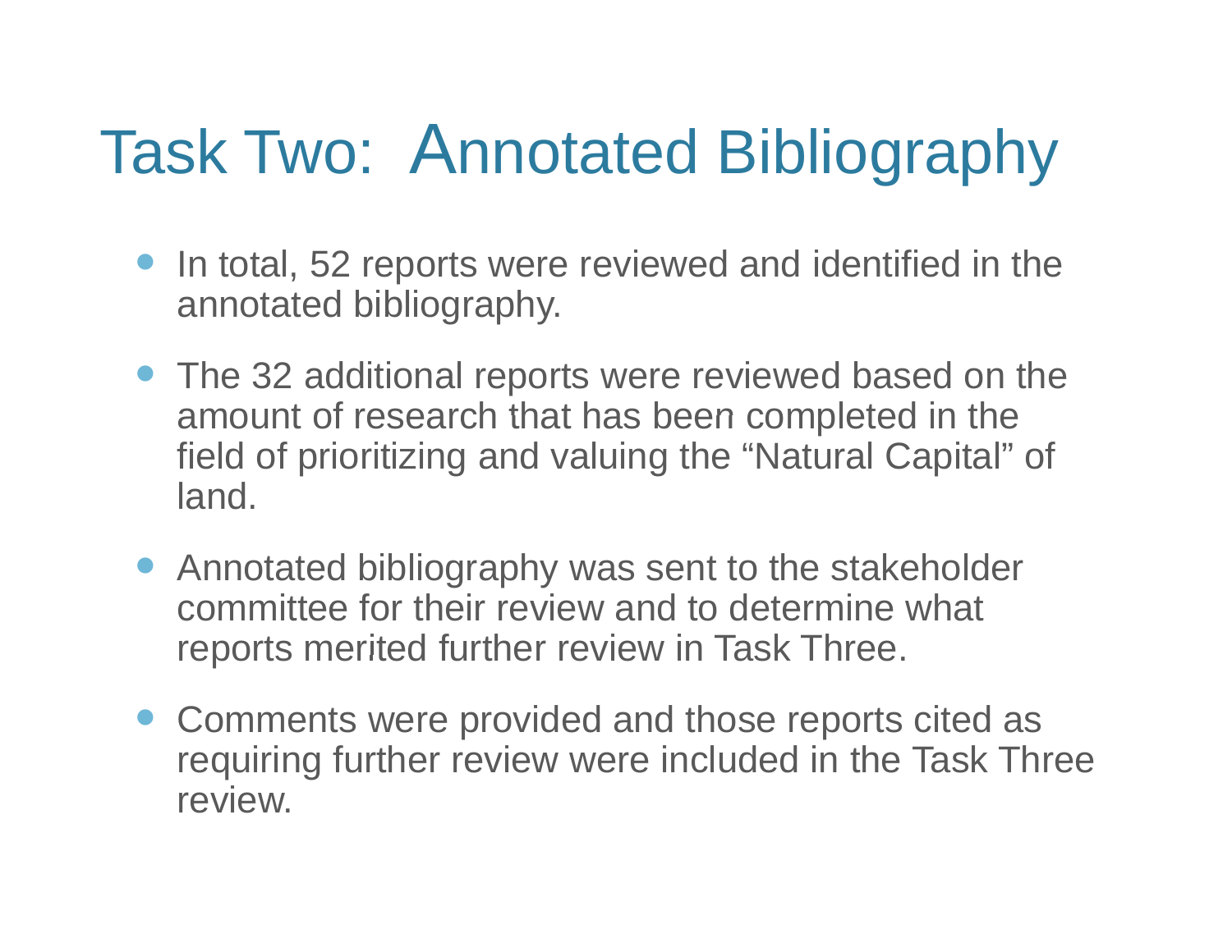# Task Two: Annotated Bibliography

- In total, 52 reports were reviewed and identified in the annotated bibliography.
- The 32 additional reports were reviewed based on the amount of research that has been completed in the field of prioritizing and valuing the "Natural Capital" of land.
- Annotated bibliography was sent to the stakeholder committee for their review and to determine what reports merited further review in Task Three.
- Comments were provided and those reports cited as requiring further review were included in the Task Three review.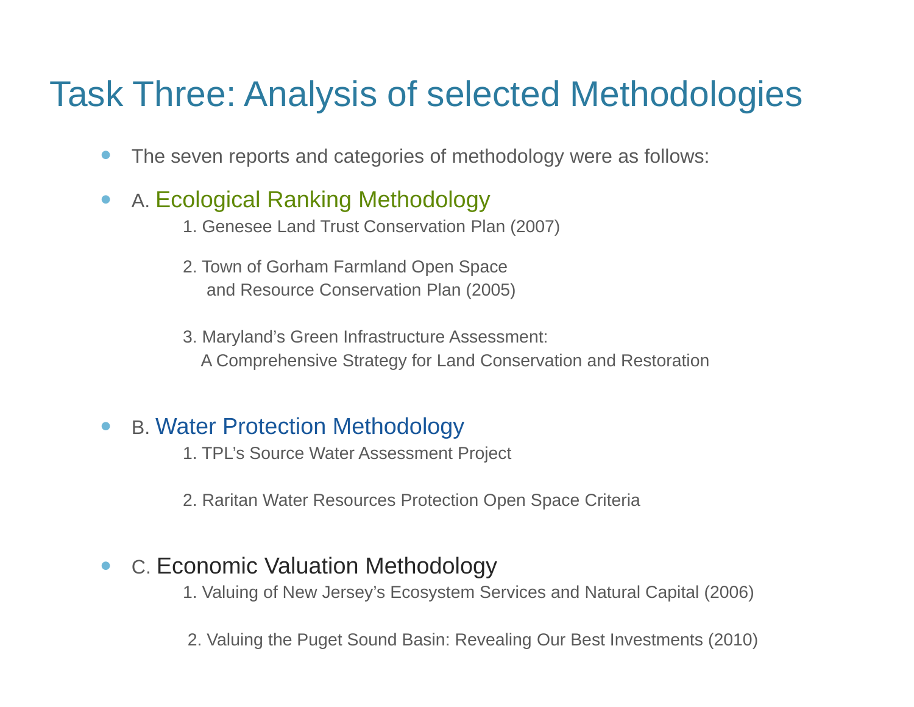# Task Three: Analysis of selected Methodologies

- The seven reports and categories of methodology were as follows:
- A. Ecological Ranking Methodology
  1. Genesee Land Trust Conservation Plan (2007)
  2. Town of Gorham Farmland Open Space and Resource Conservation Plan (2005)
  3. Maryland's Green Infrastructure Assessment: A Comprehensive Strategy for Land Conservation and Restoration
- B. Water Protection Methodology
  1. TPL's Source Water Assessment Project
  2. Raritan Water Resources Protection Open Space Criteria
- C. Economic Valuation Methodology
  1. Valuing of New Jersey's Ecosystem Services and Natural Capital (2006)
  2. Valuing the Puget Sound Basin: Revealing Our Best Investments (2010)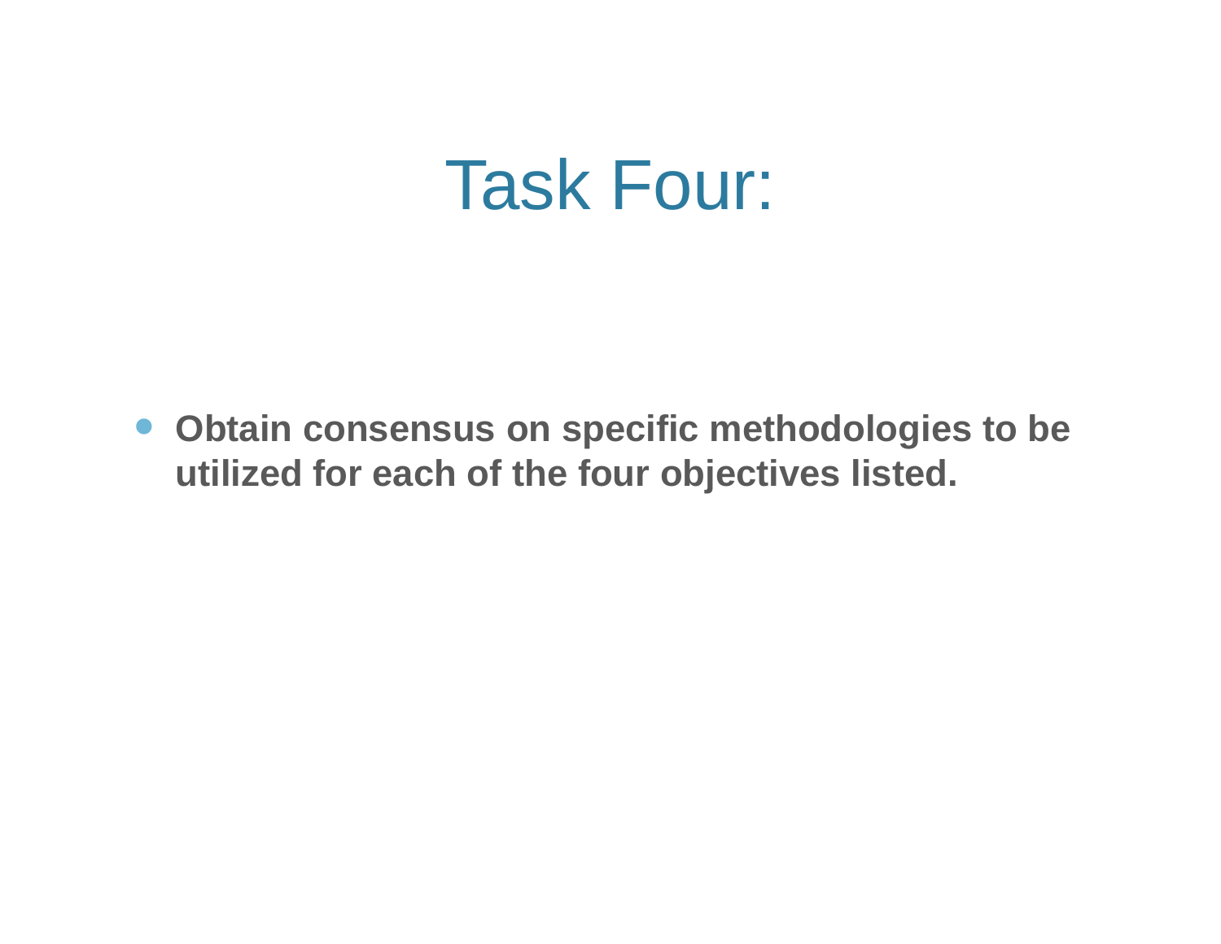# Task Four:

- **Obtain consensus on specific methodologies to be utilized for each of the four objectives listed.**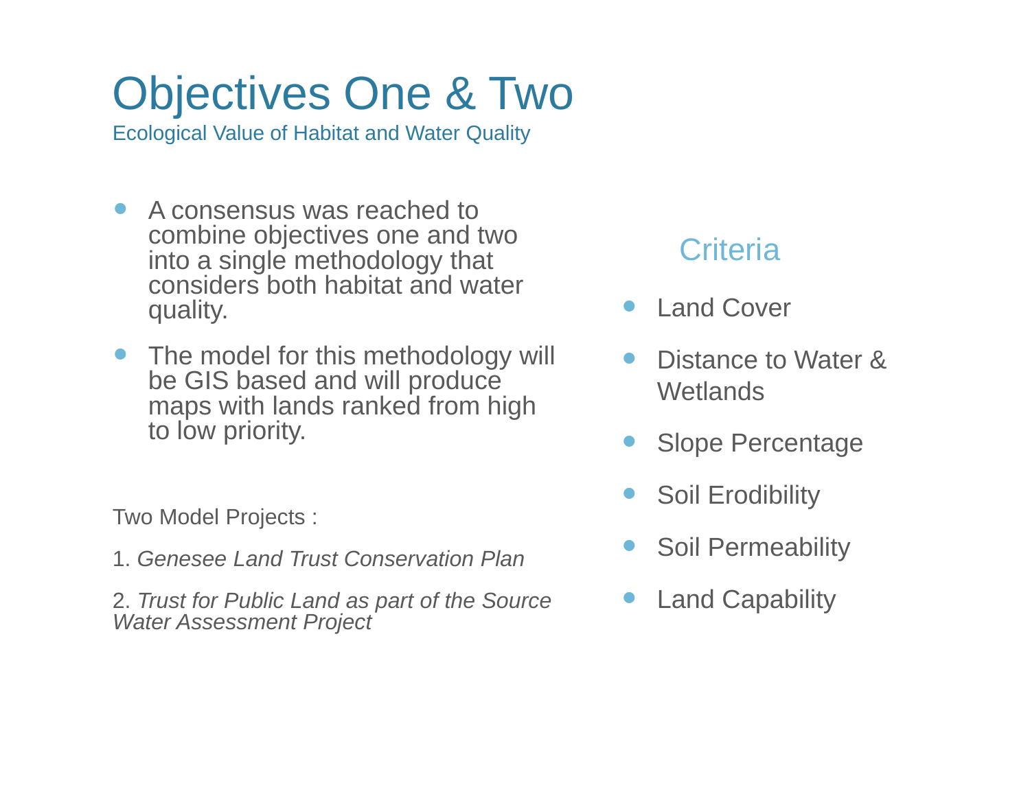# Objectives One & Two

## Ecological Value of Habitat and Water Quality

- A consensus was reached to combine objectives one and two into a single methodology that considers both habitat and water quality.
- The model for this methodology will be GIS based and will produce maps with lands ranked from high to low priority.

Two Model Projects :

1. *Genesee Land Trust Conservation Plan*

2. *Trust for Public Land as part of the Source Water Assessment Project*

### Criteria

- Land Cover
- Distance to Water & Wetlands
- Slope Percentage
- Soil Erodibility
- Soil Permeability
- Land Capability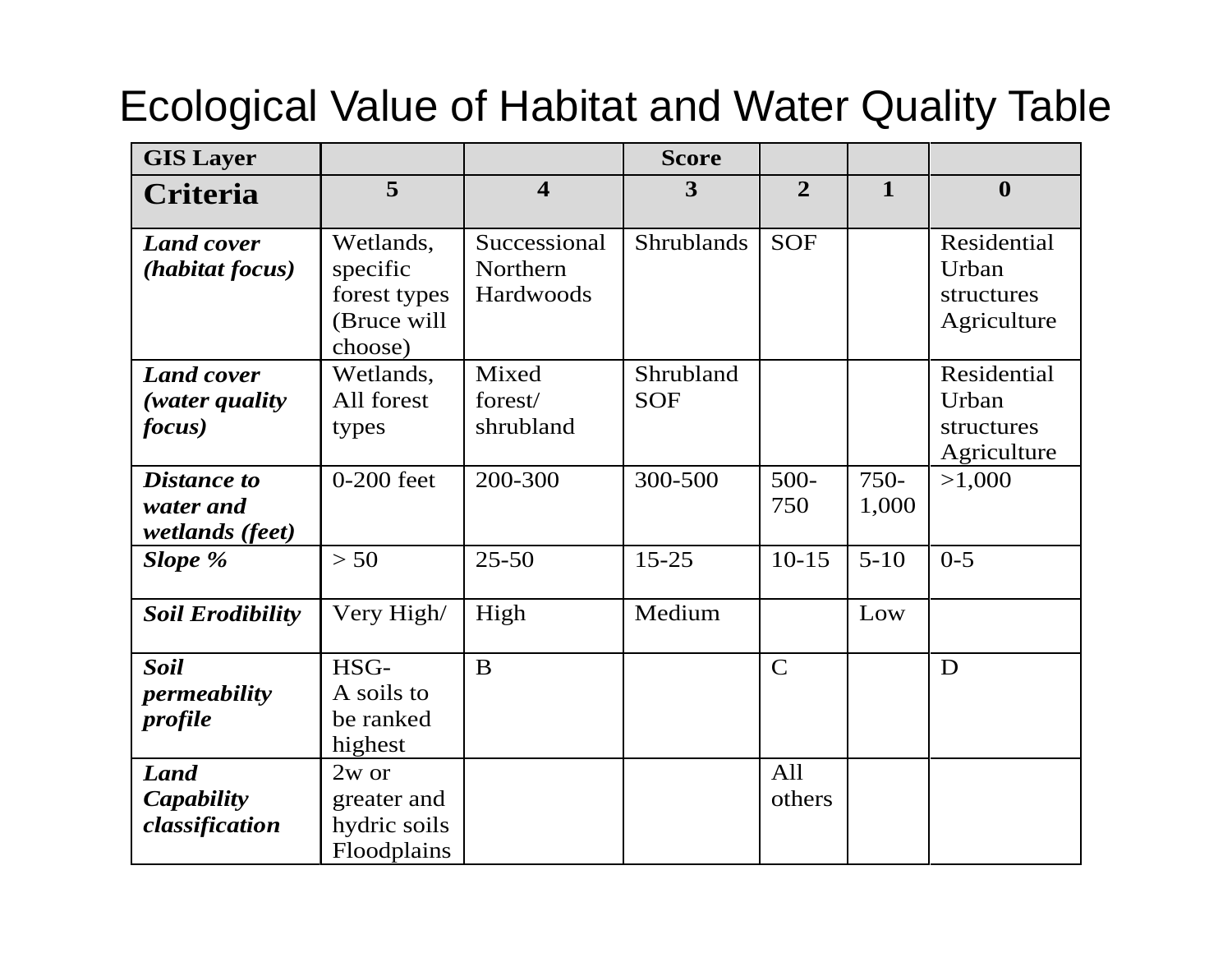# Ecological Value of Habitat and Water Quality Table

| GIS Layer | | | Score | | | |
|---|---|---|---|---|---|---|
| **Criteria** | **5** | **4** | **3** | **2** | **1** | **0** |
| ***Land cover (habitat focus)*** | Wetlands, specific forest types (Bruce will choose) | Successional Northern Hardwoods | Shrublands | SOF | | Residential Urban structures Agriculture |
| ***Land cover (water quality focus)*** | Wetlands, All forest types | Mixed forest/ shrubland | Shrubland SOF | | | Residential Urban structures Agriculture |
| ***Distance to water and wetlands (feet)*** | 0-200 feet | 200-300 | 300-500 | 500-750 | 750-1,000 | >1,000 |
| ***Slope %*** | > 50 | 25-50 | 15-25 | 10-15 | 5-10 | 0-5 |
| ***Soil Erodibility*** | Very High/ | High | Medium | | Low | |
| ***Soil permeability profile*** | HSG-A soils to be ranked highest | B | | C | | D |
| ***Land Capability classification*** | 2w or greater and hydric soils Floodplains | | | All others | | |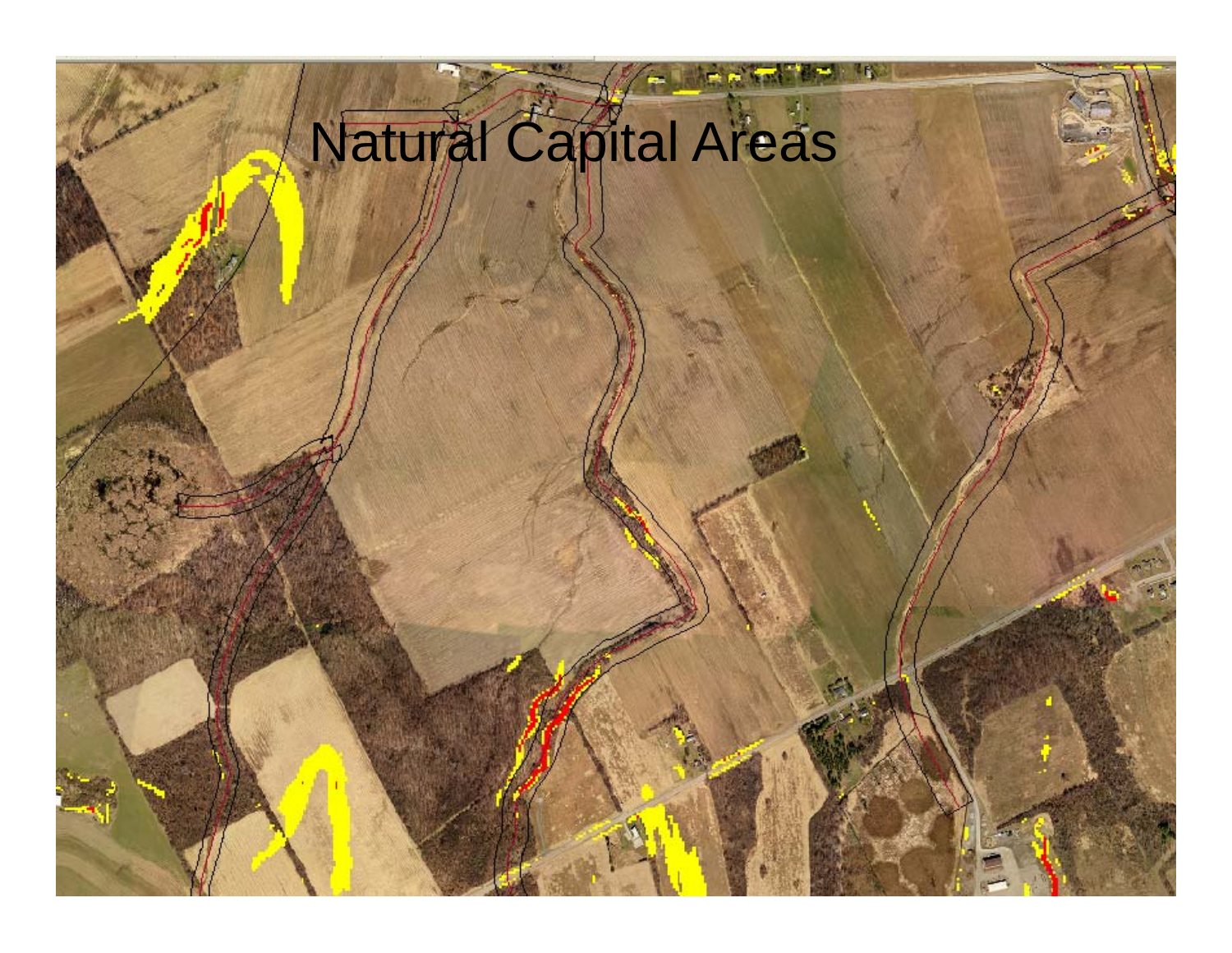# Natural Capital Areas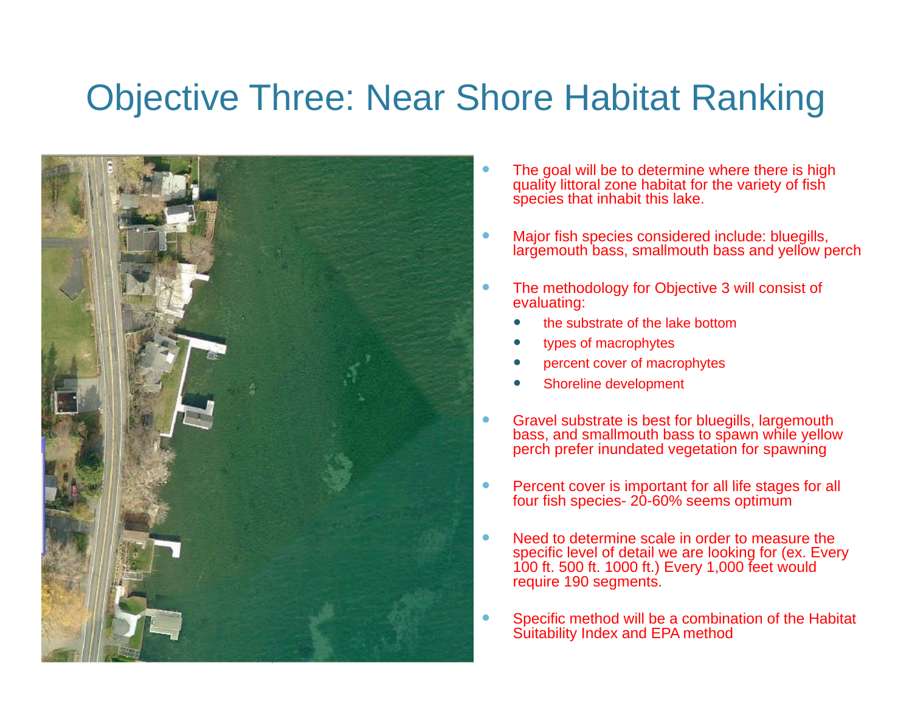# Objective Three: Near Shore Habitat Ranking

- The goal will be to determine where there is high quality littoral zone habitat for the variety of fish species that inhabit this lake.
- Major fish species considered include: bluegills, largemouth bass, smallmouth bass and yellow perch
- The methodology for Objective 3 will consist of evaluating:
  - the substrate of the lake bottom
  - types of macrophytes
  - percent cover of macrophytes
  - Shoreline development
- Gravel substrate is best for bluegills, largemouth bass, and smallmouth bass to spawn while yellow perch prefer inundated vegetation for spawning
- Percent cover is important for all life stages for all four fish species- 20-60% seems optimum
- Need to determine scale in order to measure the specific level of detail we are looking for (ex. Every 100 ft. 500 ft. 1000 ft.) Every 1,000 feet would require 190 segments.
- Specific method will be a combination of the Habitat Suitability Index and EPA method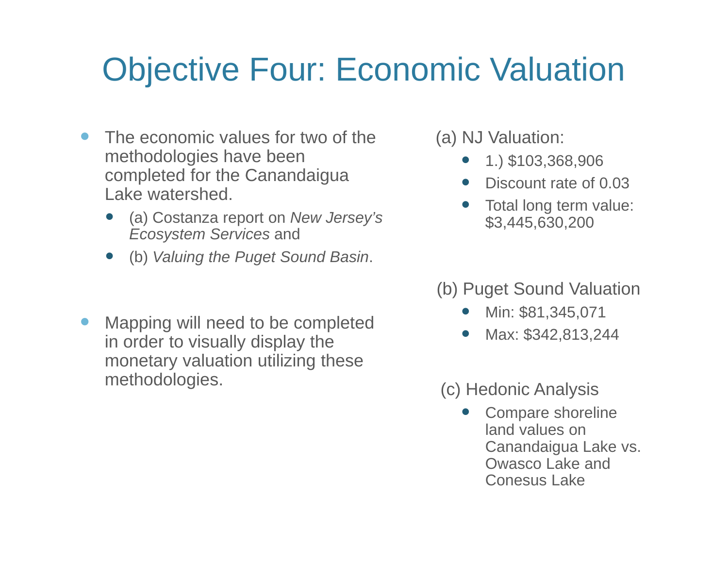# Objective Four: Economic Valuation

- The economic values for two of the methodologies have been completed for the Canandaigua Lake watershed.
  - (a) Costanza report on *New Jersey's Ecosystem Services* and
  - (b) *Valuing the Puget Sound Basin*.

- Mapping will need to be completed in order to visually display the monetary valuation utilizing these methodologies.

(a) NJ Valuation:

- 1.) $103,368,906
- Discount rate of 0.03
- Total long term value: $3,445,630,200

(b) Puget Sound Valuation

- Min: $81,345,071
- Max: $342,813,244

(c) Hedonic Analysis

- Compare shoreline land values on Canandaigua Lake vs. Owasco Lake and Conesus Lake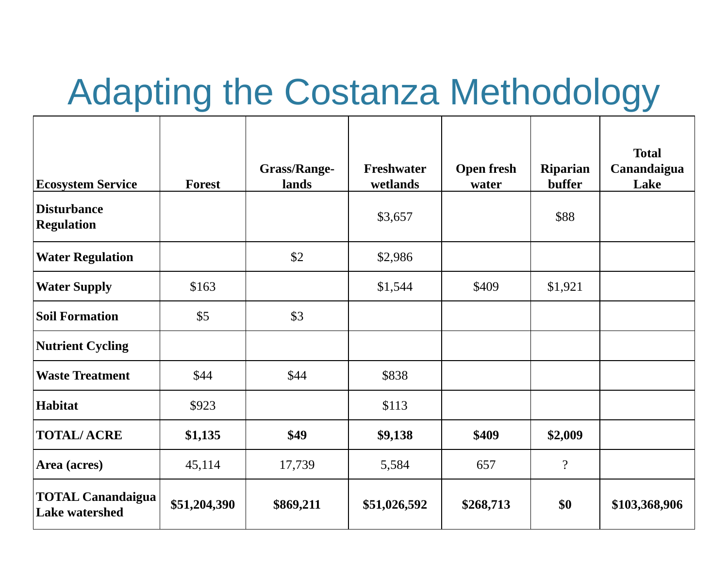# Adapting the Costanza Methodology

| Ecosystem Service | Forest | Grass/Range-lands | Freshwater wetlands | Open fresh water | Riparian buffer | Total Canandaigua Lake |
|---|---|---|---|---|---|---|
| **Disturbance Regulation** | | | $3,657 | | $88 | |
| **Water Regulation** | | $2 | $2,986 | | | |
| **Water Supply** | $163 | | $1,544 | $409 | $1,921 | |
| **Soil Formation** | $5 | $3 | | | | |
| **Nutrient Cycling** | | | | | | |
| **Waste Treatment** | $44 | $44 | $838 | | | |
| **Habitat** | $923 | | $113 | | | |
| **TOTAL/ ACRE** | **$1,135** | **$49** | **$9,138** | **$409** | **$2,009** | |
| **Area (acres)** | 45,114 | 17,739 | 5,584 | 657 | ? | |
| **TOTAL Canandaigua Lake watershed** | **$51,204,390** | **$869,211** | **$51,026,592** | **$268,713** | **$0** | **$103,368,906** |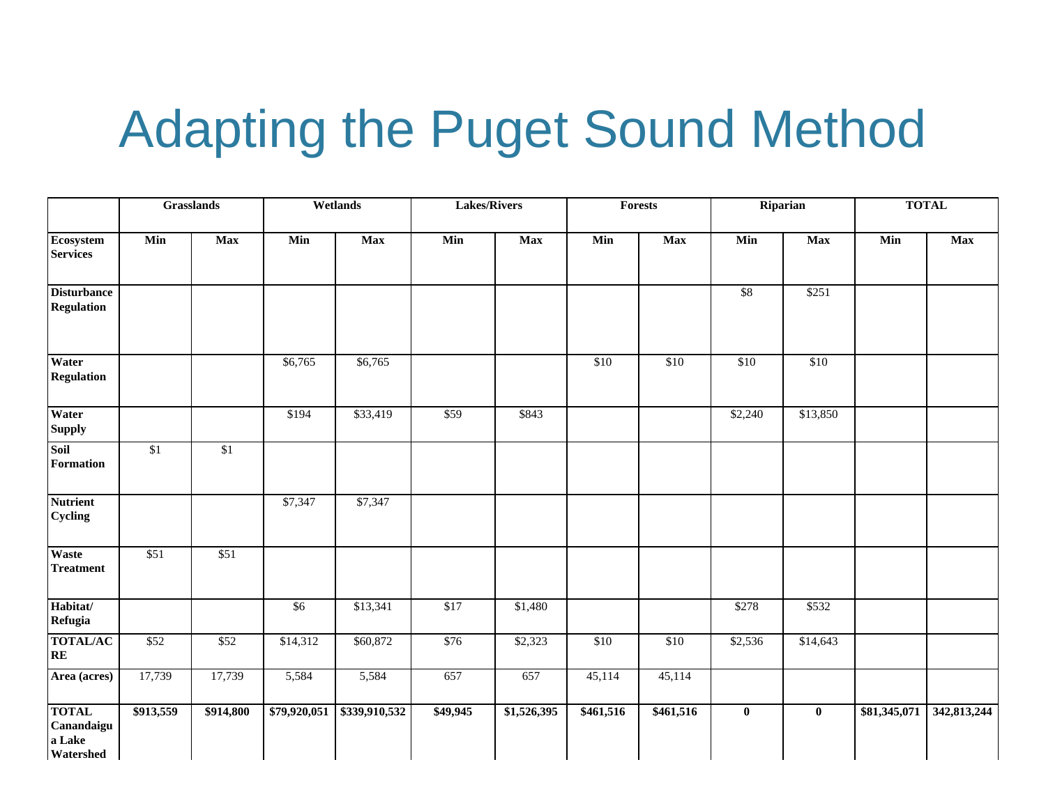# Adapting the Puget Sound Method

| | Grasslands | | Wetlands | | Lakes/Rivers | | Forests | | Riparian | | TOTAL | |
|---|---|---|---|---|---|---|---|---|---|---|---|---|
| **Ecosystem Services** | **Min** | **Max** | **Min** | **Max** | **Min** | **Max** | **Min** | **Max** | **Min** | **Max** | **Min** | **Max** |
| **Disturbance Regulation** | | | | | | | | | $8 | $251 | | |
| **Water Regulation** | | | $6,765 | $6,765 | | | $10 | $10 | $10 | $10 | | |
| **Water Supply** | | | $194 | $33,419 | $59 | $843 | | | $2,240 | $13,850 | | |
| **Soil Formation** | $1 | $1 | | | | | | | | | | |
| **Nutrient Cycling** | | | $7,347 | $7,347 | | | | | | | | |
| **Waste Treatment** | $51 | $51 | | | | | | | | | | |
| **Habitat/ Refugia** | | | $6 | $13,341 | $17 | $1,480 | | | $278 | $532 | | |
| **TOTAL/ACRE** | $52 | $52 | $14,312 | $60,872 | $76 | $2,323 | $10 | $10 | $2,536 | $14,643 | | |
| **Area (acres)** | 17,739 | 17,739 | 5,584 | 5,584 | 657 | 657 | 45,114 | 45,114 | | | | |
| **TOTAL Canandaigua Lake Watershed** | **$913,559** | **$914,800** | **$79,920,051** | **$339,910,532** | **$49,945** | **$1,526,395** | **$461,516** | **$461,516** | **0** | **0** | **$81,345,071** | **342,813,244** |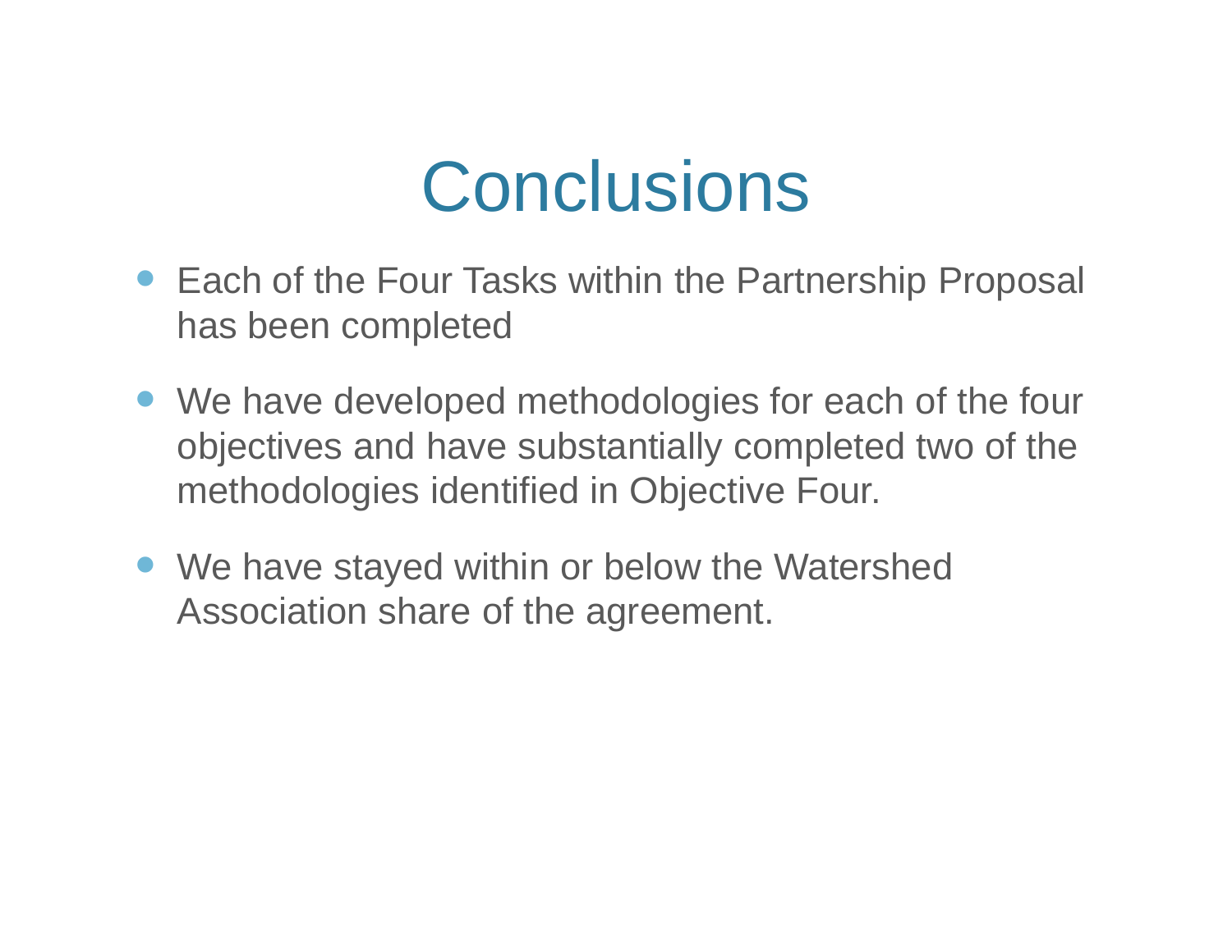# Conclusions

- Each of the Four Tasks within the Partnership Proposal has been completed
- We have developed methodologies for each of the four objectives and have substantially completed two of the methodologies identified in Objective Four.
- We have stayed within or below the Watershed Association share of the agreement.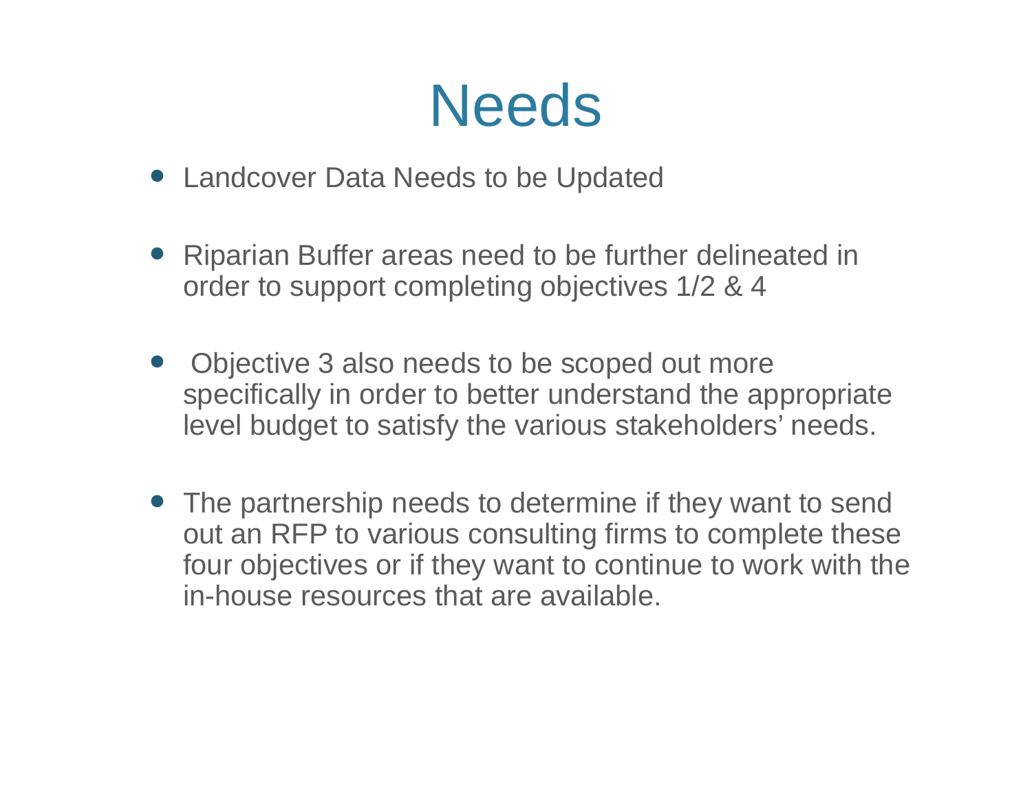# Needs

- Landcover Data Needs to be Updated
- Riparian Buffer areas need to be further delineated in order to support completing objectives 1/2 & 4
- Objective 3 also needs to be scoped out more specifically in order to better understand the appropriate level budget to satisfy the various stakeholders' needs.
- The partnership needs to determine if they want to send out an RFP to various consulting firms to complete these four objectives or if they want to continue to work with the in-house resources that are available.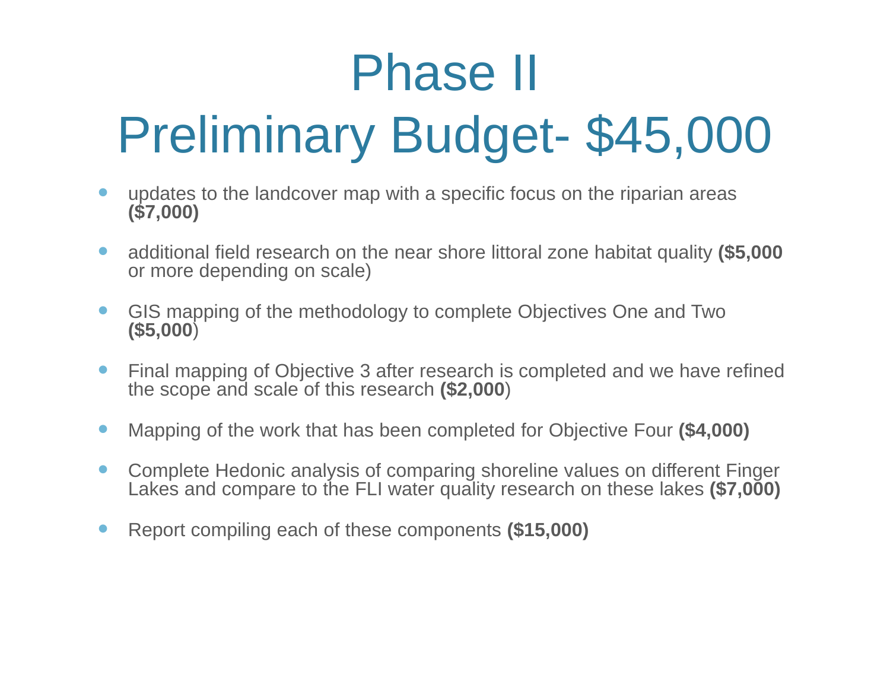# Phase II
# Preliminary Budget- $45,000

- updates to the landcover map with a specific focus on the riparian areas **($7,000)**
- additional field research on the near shore littoral zone habitat quality **($5,000** or more depending on scale)
- GIS mapping of the methodology to complete Objectives One and Two **($5,000**)
- Final mapping of Objective 3 after research is completed and we have refined the scope and scale of this research **($2,000**)
- Mapping of the work that has been completed for Objective Four **($4,000)**
- Complete Hedonic analysis of comparing shoreline values on different Finger Lakes and compare to the FLI water quality research on these lakes **($7,000)**
- Report compiling each of these components **($15,000)**